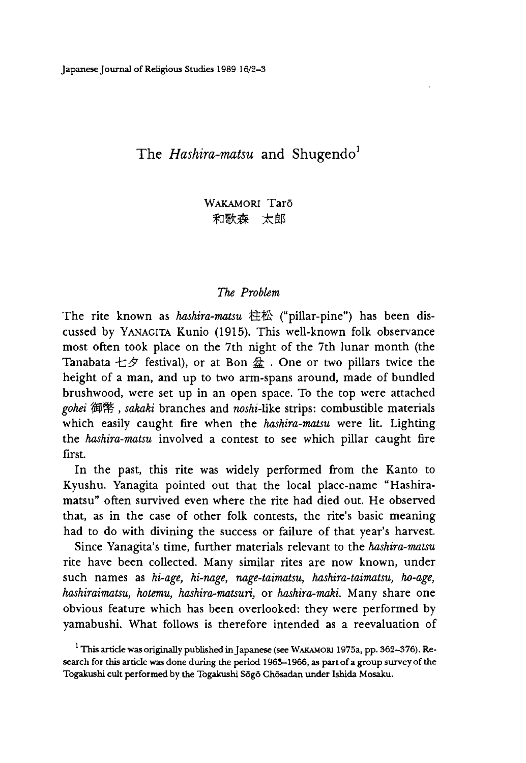# The *Hashira-matsu* and Shugendo[1]

WAKAMORI Tarō
和歌森 太郎

## *The Problem*

The rite known as *hashira-matsu* 柱松 ("pillar-pine") has been discussed by YANAGITA Kunio (1915). This well-known folk observance most often took place on the 7th night of the 7th lunar month (the Tanabata 七夕 festival), or at Bon 盆. One or two pillars twice the height of a man, and up to two arm-spans around, made of bundled brushwood, were set up in an open space. To the top were attached *gohei* 御幣, *sakaki* branches and *noshi*-like strips: combustible materials which easily caught fire when the *hashira-matsu* were lit. Lighting the *hashira-matsu* involved a contest to see which pillar caught fire first.

In the past, this rite was widely performed from the Kanto to Kyushu. Yanagita pointed out that the local place-name "Hashira-matsu" often survived even where the rite had died out. He observed that, as in the case of other folk contests, the rite's basic meaning had to do with divining the success or failure of that year's harvest.

Since Yanagita's time, further materials relevant to the *hashira-matsu* rite have been collected. Many similar rites are now known, under such names as *hi-age, hi-nage, nage-taimatsu, hashira-taimatsu, ho-age, hashiraimatsu, hotemu, hashira-matsuri,* or *hashira-maki.* Many share one obvious feature which has been overlooked: they were performed by yamabushi. What follows is therefore intended as a reevaluation of

[1] This article was originally published in Japanese (see WAKAMORI 1975a, pp. 362–376). Research for this article was done during the period 1963–1966, as part of a group survey of the Togakushi cult performed by the Togakushi Sōgō Chōsadan under Ishida Mosaku.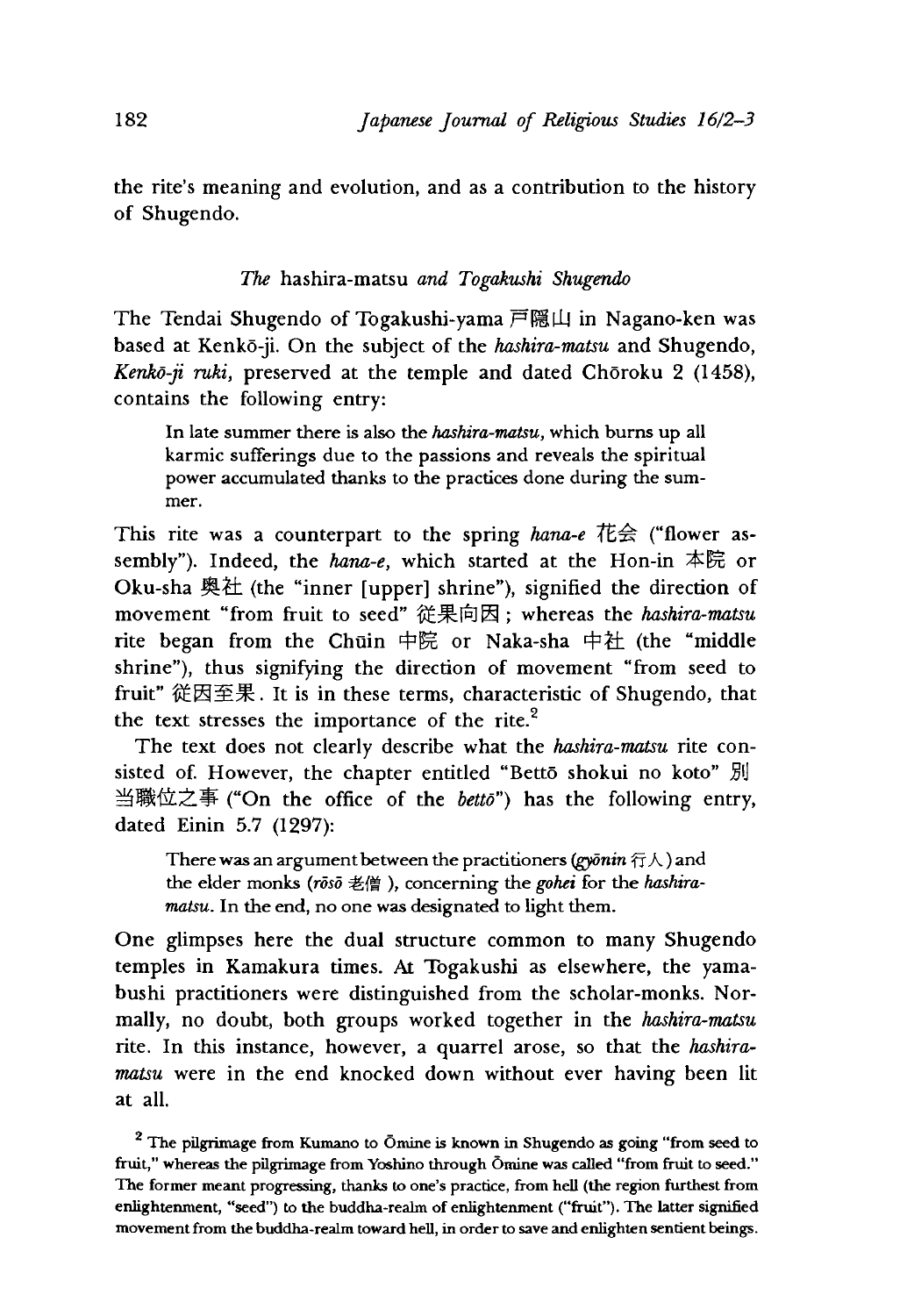the rite's meaning and evolution, and as a contribution to the history of Shugendo.

### *The* hashira-matsu *and Togakushi Shugendo*

The Tendai Shugendo of Togakushi-yama 戸隠山 in Nagano-ken was based at Kenkō-ji. On the subject of the *hashira-matsu* and Shugendo, *Kenkō-ji ruki*, preserved at the temple and dated Chōroku 2 (1458), contains the following entry:

> In late summer there is also the *hashira-matsu*, which burns up all karmic sufferings due to the passions and reveals the spiritual power accumulated thanks to the practices done during the summer.

This rite was a counterpart to the spring *hana-e* 花会 ("flower assembly"). Indeed, the *hana-e*, which started at the Hon-in 本院 or Oku-sha 奥社 (the "inner [upper] shrine"), signified the direction of movement "from fruit to seed" 従果向因; whereas the *hashira-matsu* rite began from the Chūin 中院 or Naka-sha 中社 (the "middle shrine"), thus signifying the direction of movement "from seed to fruit" 従因至果. It is in these terms, characteristic of Shugendo, that the text stresses the importance of the rite.[2]

The text does not clearly describe what the *hashira-matsu* rite consisted of. However, the chapter entitled "Bettō shokui no koto" 別当職位之事 ("On the office of the *bettō*") has the following entry, dated Einin 5.7 (1297):

> There was an argument between the practitioners (*gyōnin* 行人) and the elder monks (*rōsō* 老僧), concerning the *gohei* for the *hashira-matsu*. In the end, no one was designated to light them.

One glimpses here the dual structure common to many Shugendo temples in Kamakura times. At Togakushi as elsewhere, the yamabushi practitioners were distinguished from the scholar-monks. Normally, no doubt, both groups worked together in the *hashira-matsu* rite. In this instance, however, a quarrel arose, so that the *hashira-matsu* were in the end knocked down without ever having been lit at all.

[2] The pilgrimage from Kumano to Ōmine is known in Shugendo as going "from seed to fruit," whereas the pilgrimage from Yoshino through Ōmine was called "from fruit to seed." The former meant progressing, thanks to one's practice, from hell (the region furthest from enlightenment, "seed") to the buddha-realm of enlightenment ("fruit"). The latter signified movement from the buddha-realm toward hell, in order to save and enlighten sentient beings.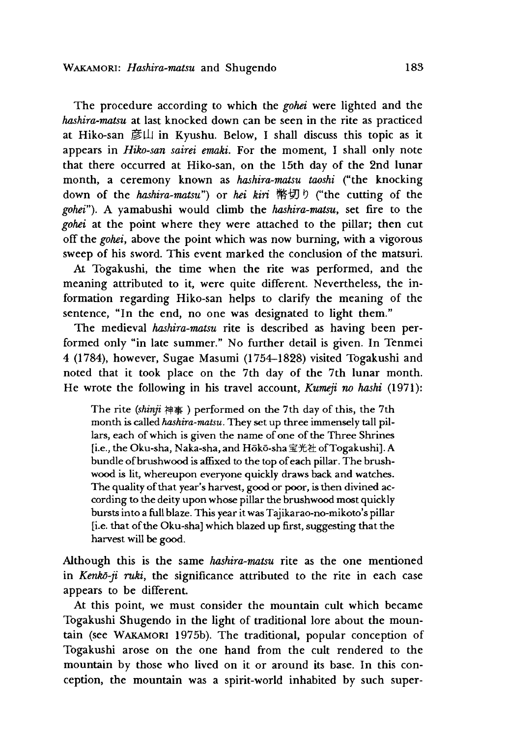The procedure according to which the *gohei* were lighted and the *hashira-matsu* at last knocked down can be seen in the rite as practiced at Hiko-san 彦山 in Kyushu. Below, I shall discuss this topic as it appears in *Hiko-san sairei emaki*. For the moment, I shall only note that there occurred at Hiko-san, on the 15th day of the 2nd lunar month, a ceremony known as *hashira-matsu taoshi* ("the knocking down of the *hashira-matsu*") or *hei kiri* 幣切り ("the cutting of the *gohei*"). A yamabushi would climb the *hashira-matsu*, set fire to the *gohei* at the point where they were attached to the pillar; then cut off the *gohei*, above the point which was now burning, with a vigorous sweep of his sword. This event marked the conclusion of the matsuri.

At Togakushi, the time when the rite was performed, and the meaning attributed to it, were quite different. Nevertheless, the information regarding Hiko-san helps to clarify the meaning of the sentence, "In the end, no one was designated to light them."

The medieval *hashira-matsu* rite is described as having been performed only "in late summer." No further detail is given. In Tenmei 4 (1784), however, Sugae Masumi (1754–1828) visited Togakushi and noted that it took place on the 7th day of the 7th lunar month. He wrote the following in his travel account, *Kumeji no hashi* (1971):

> The rite (*shinji* 神事) performed on the 7th day of this, the 7th month is called *hashira-matsu*. They set up three immensely tall pillars, each of which is given the name of one of the Three Shrines [i.e., the Oku-sha, Naka-sha, and Hōkō-sha 宝光社 of Togakushi]. A bundle of brushwood is affixed to the top of each pillar. The brushwood is lit, whereupon everyone quickly draws back and watches. The quality of that year's harvest, good or poor, is then divined according to the deity upon whose pillar the brushwood most quickly bursts into a full blaze. This year it was Tajikarao-no-mikoto's pillar [i.e. that of the Oku-sha] which blazed up first, suggesting that the harvest will be good.

Although this is the same *hashira-matsu* rite as the one mentioned in *Kenkō-ji ruki*, the significance attributed to the rite in each case appears to be different.

At this point, we must consider the mountain cult which became Togakushi Shugendo in the light of traditional lore about the mountain (see WAKAMORI 1975b). The traditional, popular conception of Togakushi arose on the one hand from the cult rendered to the mountain by those who lived on it or around its base. In this conception, the mountain was a spirit-world inhabited by such super-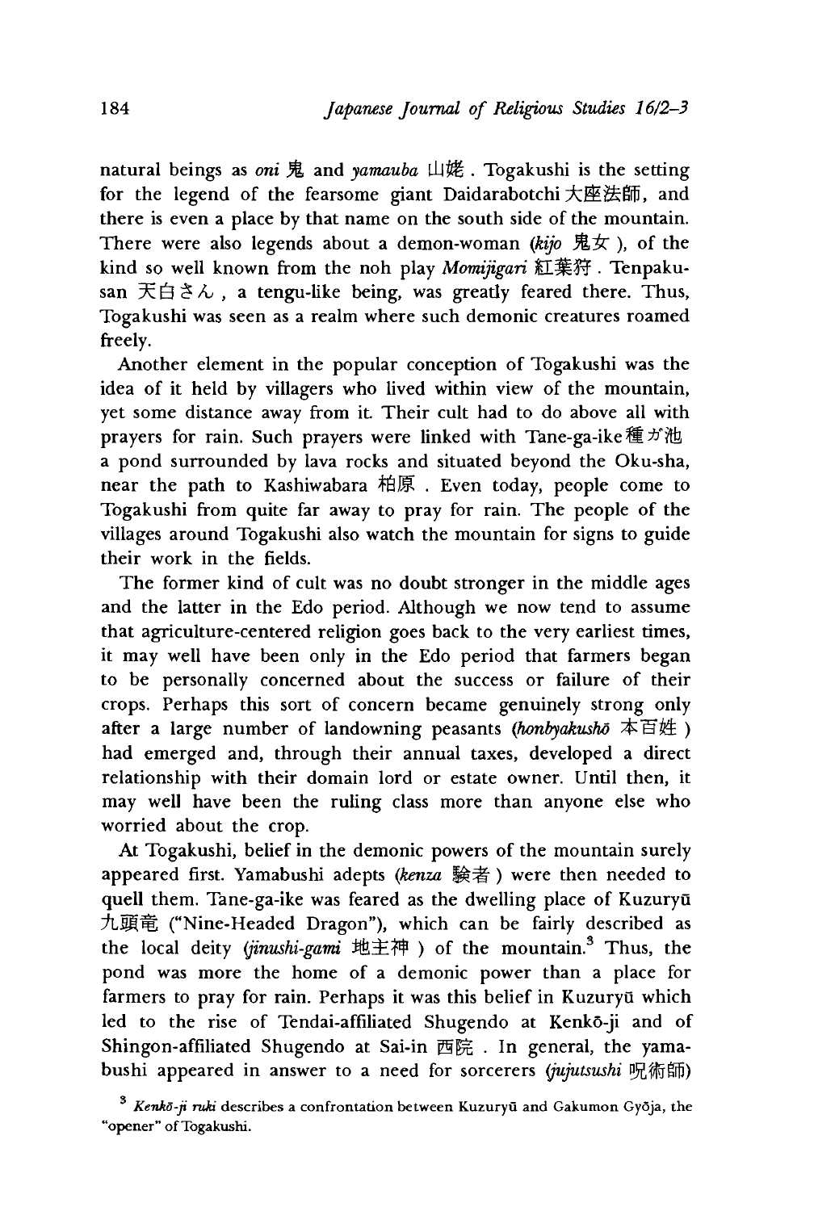natural beings as *oni* 鬼 and *yamauba* 山姥. Togakushi is the setting for the legend of the fearsome giant Daidarabotchi 大座法師, and there is even a place by that name on the south side of the mountain. There were also legends about a demon-woman (*kijo* 鬼女), of the kind so well known from the noh play *Momijigari* 紅葉狩. Tenpaku-san 天白さん, a tengu-like being, was greatly feared there. Thus, Togakushi was seen as a realm where such demonic creatures roamed freely.

Another element in the popular conception of Togakushi was the idea of it held by villagers who lived within view of the mountain, yet some distance away from it. Their cult had to do above all with prayers for rain. Such prayers were linked with Tane-ga-ike 種ガ池 a pond surrounded by lava rocks and situated beyond the Oku-sha, near the path to Kashiwabara 柏原. Even today, people come to Togakushi from quite far away to pray for rain. The people of the villages around Togakushi also watch the mountain for signs to guide their work in the fields.

The former kind of cult was no doubt stronger in the middle ages and the latter in the Edo period. Although we now tend to assume that agriculture-centered religion goes back to the very earliest times, it may well have been only in the Edo period that farmers began to be personally concerned about the success or failure of their crops. Perhaps this sort of concern became genuinely strong only after a large number of landowning peasants (*honbyakushō* 本百姓) had emerged and, through their annual taxes, developed a direct relationship with their domain lord or estate owner. Until then, it may well have been the ruling class more than anyone else who worried about the crop.

At Togakushi, belief in the demonic powers of the mountain surely appeared first. Yamabushi adepts (*kenza* 験者) were then needed to quell them. Tane-ga-ike was feared as the dwelling place of Kuzuryū 九頭竜 ("Nine-Headed Dragon"), which can be fairly described as the local deity (*jinushi-gami* 地主神) of the mountain.[3] Thus, the pond was more the home of a demonic power than a place for farmers to pray for rain. Perhaps it was this belief in Kuzuryū which led to the rise of Tendai-affiliated Shugendo at Kenkō-ji and of Shingon-affiliated Shugendo at Sai-in 西院. In general, the yamabushi appeared in answer to a need for sorcerers (*jujutsushi* 呪術師)

[3] *Kenkō-ji ruki* describes a confrontation between Kuzuryū and Gakumon Gyōja, the "opener" of Togakushi.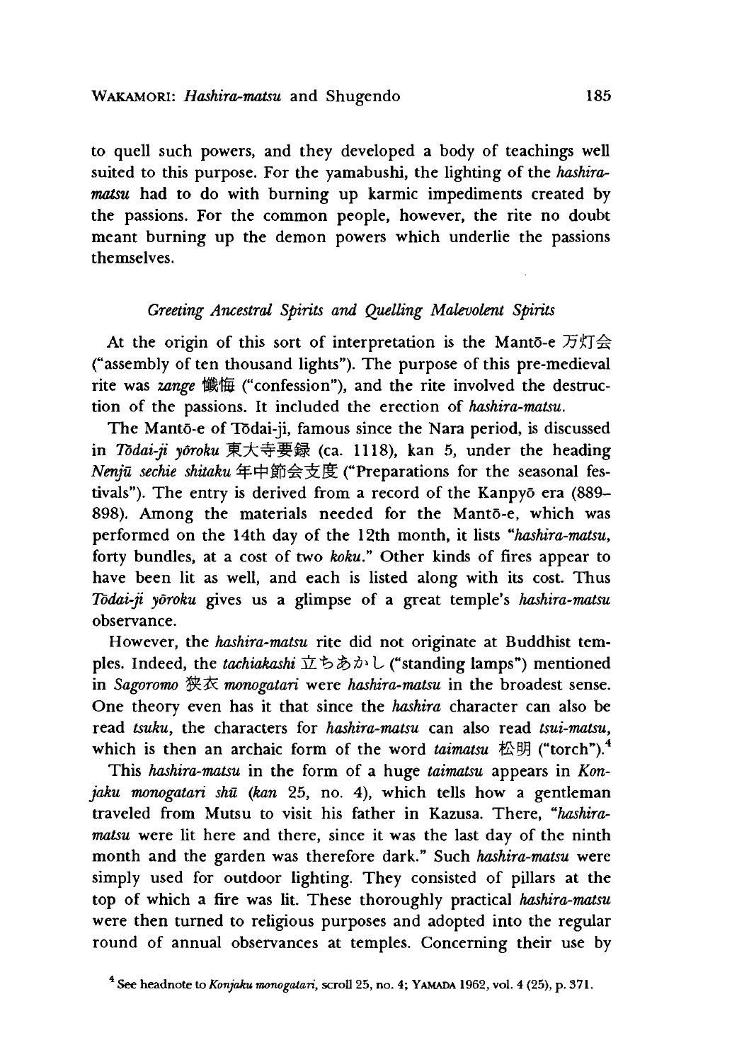to quell such powers, and they developed a body of teachings well suited to this purpose. For the yamabushi, the lighting of the *hashira-matsu* had to do with burning up karmic impediments created by the passions. For the common people, however, the rite no doubt meant burning up the demon powers which underlie the passions themselves.

### *Greeting Ancestral Spirits and Quelling Malevolent Spirits*

At the origin of this sort of interpretation is the Mantō-e 万灯会 ("assembly of ten thousand lights"). The purpose of this pre-medieval rite was *zange* 懺悔 ("confession"), and the rite involved the destruction of the passions. It included the erection of *hashira-matsu*.

The Mantō-e of Tōdai-ji, famous since the Nara period, is discussed in *Tōdai-ji yōroku* 東大寺要録 (ca. 1118), kan 5, under the heading *Nenjū sechie shitaku* 年中節会支度 ("Preparations for the seasonal festivals"). The entry is derived from a record of the Kanpyō era (889–898). Among the materials needed for the Mantō-e, which was performed on the 14th day of the 12th month, it lists "*hashira-matsu*, forty bundles, at a cost of two *koku*." Other kinds of fires appear to have been lit as well, and each is listed along with its cost. Thus *Tōdai-ji yōroku* gives us a glimpse of a great temple's *hashira-matsu* observance.

However, the *hashira-matsu* rite did not originate at Buddhist temples. Indeed, the *tachiakashi* 立ちあかし ("standing lamps") mentioned in *Sagoromo* 狭衣 *monogatari* were *hashira-matsu* in the broadest sense. One theory even has it that since the *hashira* character can also be read *tsuku*, the characters for *hashira-matsu* can also read *tsui-matsu*, which is then an archaic form of the word *taimatsu* 松明 ("torch").[4]

This *hashira-matsu* in the form of a huge *taimatsu* appears in *Konjaku monogatari shū* (*kan* 25, no. 4), which tells how a gentleman traveled from Mutsu to visit his father in Kazusa. There, "*hashira-matsu* were lit here and there, since it was the last day of the ninth month and the garden was therefore dark." Such *hashira-matsu* were simply used for outdoor lighting. They consisted of pillars at the top of which a fire was lit. These thoroughly practical *hashira-matsu* were then turned to religious purposes and adopted into the regular round of annual observances at temples. Concerning their use by

[4] See headnote to *Konjaku monogatari*, scroll 25, no. 4; YAMADA 1962, vol. 4 (25), p. 371.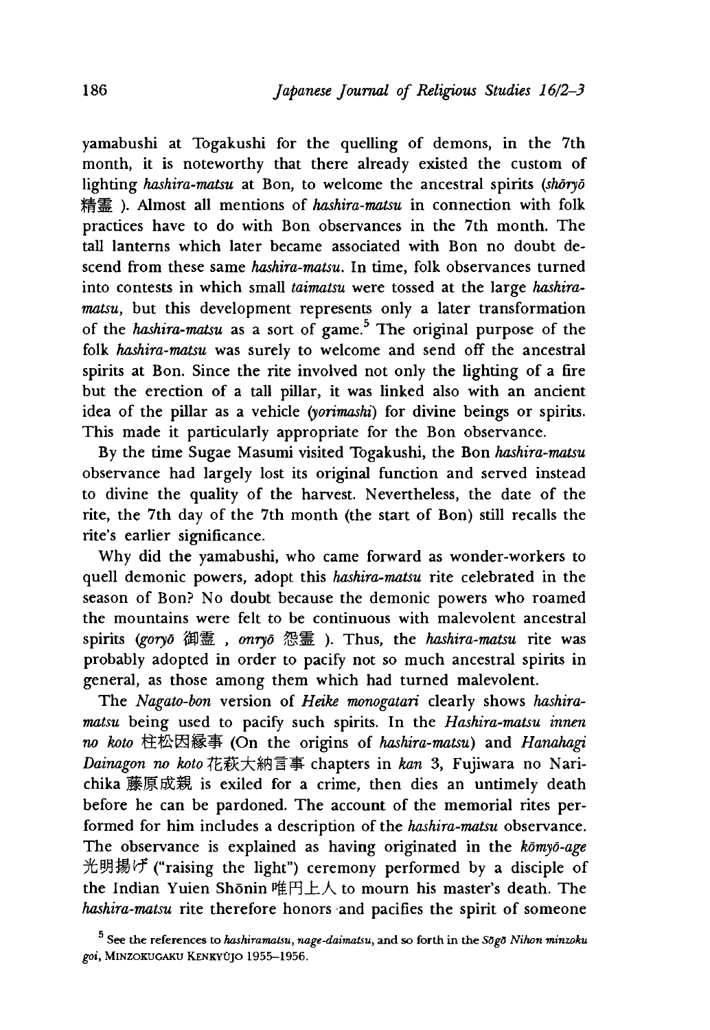yamabushi at Togakushi for the quelling of demons, in the 7th month, it is noteworthy that there already existed the custom of lighting *hashira-matsu* at Bon, to welcome the ancestral spirits (*shōryō* 精霊 ). Almost all mentions of *hashira-matsu* in connection with folk practices have to do with Bon observances in the 7th month. The tall lanterns which later became associated with Bon no doubt descend from these same *hashira-matsu*. In time, folk observances turned into contests in which small *taimatsu* were tossed at the large *hashira-matsu*, but this development represents only a later transformation of the *hashira-matsu* as a sort of game.[5] The original purpose of the folk *hashira-matsu* was surely to welcome and send off the ancestral spirits at Bon. Since the rite involved not only the lighting of a fire but the erection of a tall pillar, it was linked also with an ancient idea of the pillar as a vehicle (*yorimashi*) for divine beings or spirits. This made it particularly appropriate for the Bon observance.

By the time Sugae Masumi visited Togakushi, the Bon *hashira-matsu* observance had largely lost its original function and served instead to divine the quality of the harvest. Nevertheless, the date of the rite, the 7th day of the 7th month (the start of Bon) still recalls the rite's earlier significance.

Why did the yamabushi, who came forward as wonder-workers to quell demonic powers, adopt this *hashira-matsu* rite celebrated in the season of Bon? No doubt because the demonic powers who roamed the mountains were felt to be continuous with malevolent ancestral spirits (*goryō* 御霊 , *onryō* 怨霊 ). Thus, the *hashira-matsu* rite was probably adopted in order to pacify not so much ancestral spirits in general, as those among them which had turned malevolent.

The *Nagato-bon* version of *Heike monogatari* clearly shows *hashira-matsu* being used to pacify such spirits. In the *Hashira-matsu innen no koto* 柱松因縁事 (On the origins of *hashira-matsu*) and *Hanahagi Dainagon no koto* 花萩大納言事 chapters in *kan* 3, Fujiwara no Narichika 藤原成親 is exiled for a crime, then dies an untimely death before he can be pardoned. The account of the memorial rites performed for him includes a description of the *hashira-matsu* observance. The observance is explained as having originated in the *kōmyō-age* 光明揚げ ("raising the light") ceremony performed by a disciple of the Indian Yuien Shōnin 唯円上人 to mourn his master's death. The *hashira-matsu* rite therefore honors and pacifies the spirit of someone

[5] See the references to *hashiramatsu*, *nage-daimatsu*, and so forth in the *Sōgō Nihon minzoku goi*, MINZOKUGAKU KENKYŪJO 1955–1956.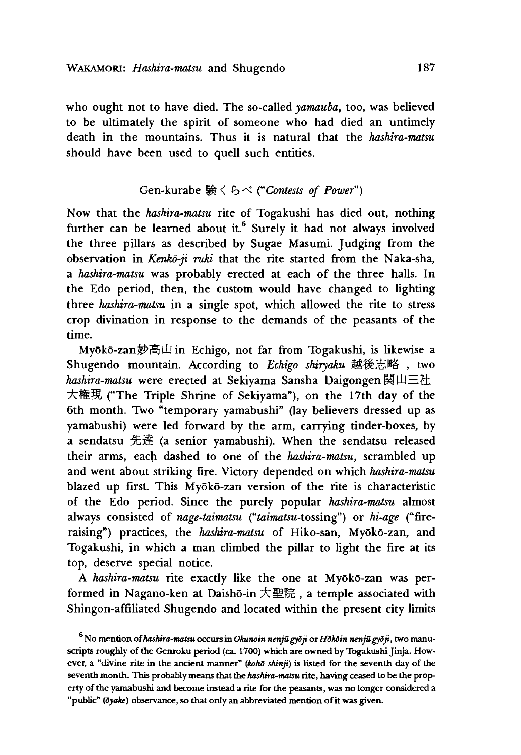who ought not to have died. The so-called *yamauba*, too, was believed to be ultimately the spirit of someone who had died an untimely death in the mountains. Thus it is natural that the *hashira-matsu* should have been used to quell such entities.

## Gen-kurabe 験くらべ ("*Contests of Power*")

Now that the *hashira-matsu* rite of Togakushi has died out, nothing further can be learned about it.[6] Surely it had not always involved the three pillars as described by Sugae Masumi. Judging from the observation in *Kenkō-ji ruki* that the rite started from the Naka-sha, a *hashira-matsu* was probably erected at each of the three halls. In the Edo period, then, the custom would have changed to lighting three *hashira-matsu* in a single spot, which allowed the rite to stress crop divination in response to the demands of the peasants of the time.

Myōkō-zan妙高山 in Echigo, not far from Togakushi, is likewise a Shugendo mountain. According to *Echigo shiryaku* 越後志略, two *hashira-matsu* were erected at Sekiyama Sansha Daigongen 関山三社大権現 ("The Triple Shrine of Sekiyama"), on the 17th day of the 6th month. Two "temporary yamabushi" (lay believers dressed up as yamabushi) were led forward by the arm, carrying tinder-boxes, by a sendatsu 先達 (a senior yamabushi). When the sendatsu released their arms, each dashed to one of the *hashira-matsu*, scrambled up and went about striking fire. Victory depended on which *hashira-matsu* blazed up first. This Myōkō-zan version of the rite is characteristic of the Edo period. Since the purely popular *hashira-matsu* almost always consisted of *nage-taimatsu* ("*taimatsu*-tossing") or *hi-age* ("fire-raising") practices, the *hashira-matsu* of Hiko-san, Myōkō-zan, and Togakushi, in which a man climbed the pillar to light the fire at its top, deserve special notice.

A *hashira-matsu* rite exactly like the one at Myōkō-zan was performed in Nagano-ken at Daishō-in 大聖院, a temple associated with Shingon-affiliated Shugendo and located within the present city limits

[6] No mention of *hashira-matsu* occurs in *Okunoin nenjū gyōji* or *Hōkōin nenjū gyōji*, two manuscripts roughly of the Genroku period (ca. 1700) which are owned by Togakushi Jinja. However, a "divine rite in the ancient manner" (*kohō shinji*) is listed for the seventh day of the seventh month. This probably means that the *hashira-matsu* rite, having ceased to be the property of the yamabushi and become instead a rite for the peasants, was no longer considered a "public" (*ōyake*) observance, so that only an abbreviated mention of it was given.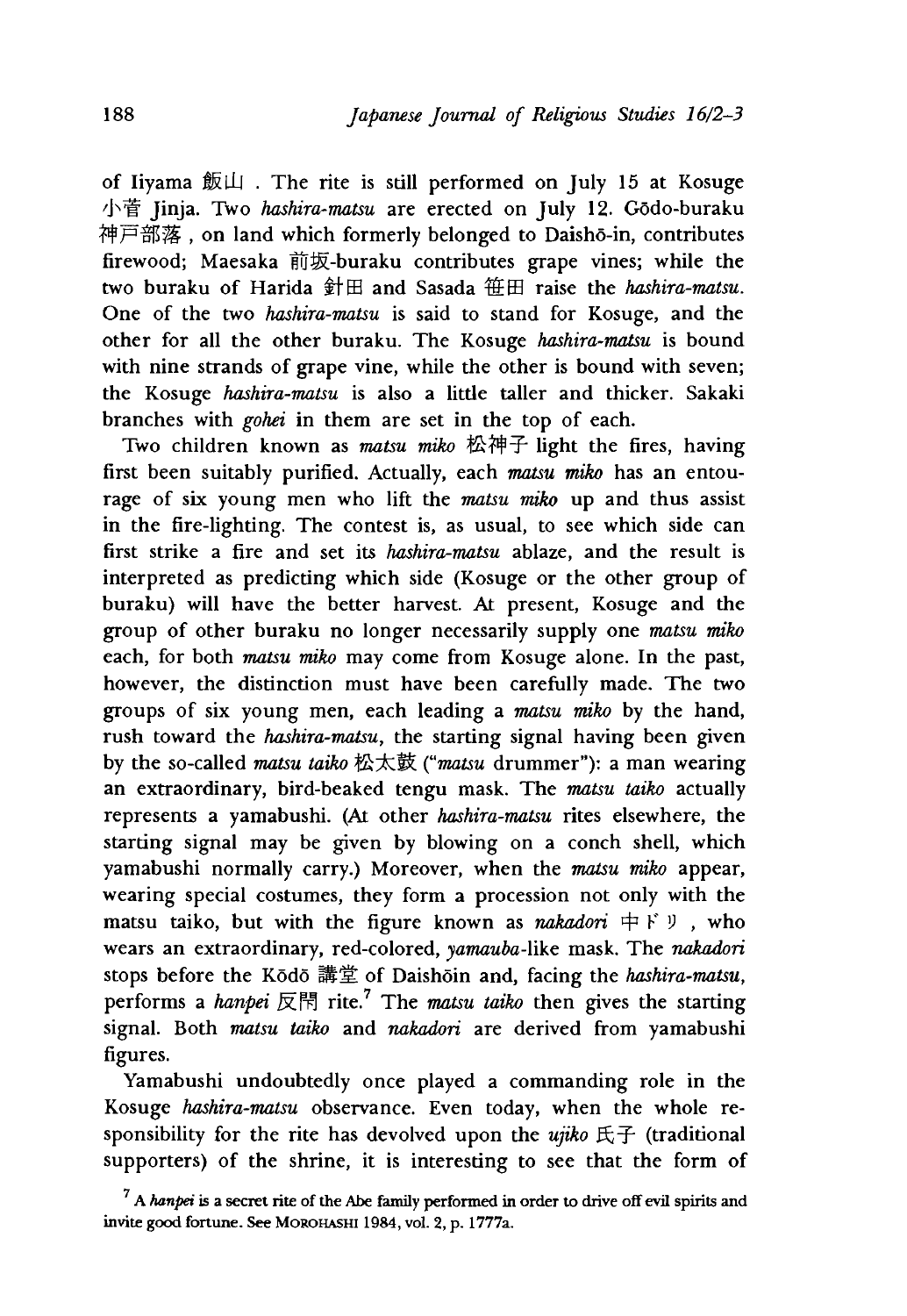of Iiyama 飯山. The rite is still performed on July 15 at Kosuge 小菅 Jinja. Two *hashira-matsu* are erected on July 12. Gōdo-buraku 神戸部落, on land which formerly belonged to Daishō-in, contributes firewood; Maesaka 前坂-buraku contributes grape vines; while the two buraku of Harida 針田 and Sasada 笹田 raise the *hashira-matsu*. One of the two *hashira-matsu* is said to stand for Kosuge, and the other for all the other buraku. The Kosuge *hashira-matsu* is bound with nine strands of grape vine, while the other is bound with seven; the Kosuge *hashira-matsu* is also a little taller and thicker. Sakaki branches with *gohei* in them are set in the top of each.

Two children known as *matsu miko* 松神子 light the fires, having first been suitably purified. Actually, each *matsu miko* has an entourage of six young men who lift the *matsu miko* up and thus assist in the fire-lighting. The contest is, as usual, to see which side can first strike a fire and set its *hashira-matsu* ablaze, and the result is interpreted as predicting which side (Kosuge or the other group of buraku) will have the better harvest. At present, Kosuge and the group of other buraku no longer necessarily supply one *matsu miko* each, for both *matsu miko* may come from Kosuge alone. In the past, however, the distinction must have been carefully made. The two groups of six young men, each leading a *matsu miko* by the hand, rush toward the *hashira-matsu*, the starting signal having been given by the so-called *matsu taiko* 松太鼓 ("*matsu* drummer"): a man wearing an extraordinary, bird-beaked tengu mask. The *matsu taiko* actually represents a yamabushi. (At other *hashira-matsu* rites elsewhere, the starting signal may be given by blowing on a conch shell, which yamabushi normally carry.) Moreover, when the *matsu miko* appear, wearing special costumes, they form a procession not only with the matsu taiko, but with the figure known as *nakadori* 中ドリ, who wears an extraordinary, red-colored, *yamauba*-like mask. The *nakadori* stops before the Kōdō 講堂 of Daishōin and, facing the *hashira-matsu*, performs a *hanpei* 反閇 rite.[7] The *matsu taiko* then gives the starting signal. Both *matsu taiko* and *nakadori* are derived from yamabushi figures.

Yamabushi undoubtedly once played a commanding role in the Kosuge *hashira-matsu* observance. Even today, when the whole responsibility for the rite has devolved upon the *ujiko* 氏子 (traditional supporters) of the shrine, it is interesting to see that the form of

[7] A *hanpei* is a secret rite of the Abe family performed in order to drive off evil spirits and invite good fortune. See MOROHASHI 1984, vol. 2, p. 1777a.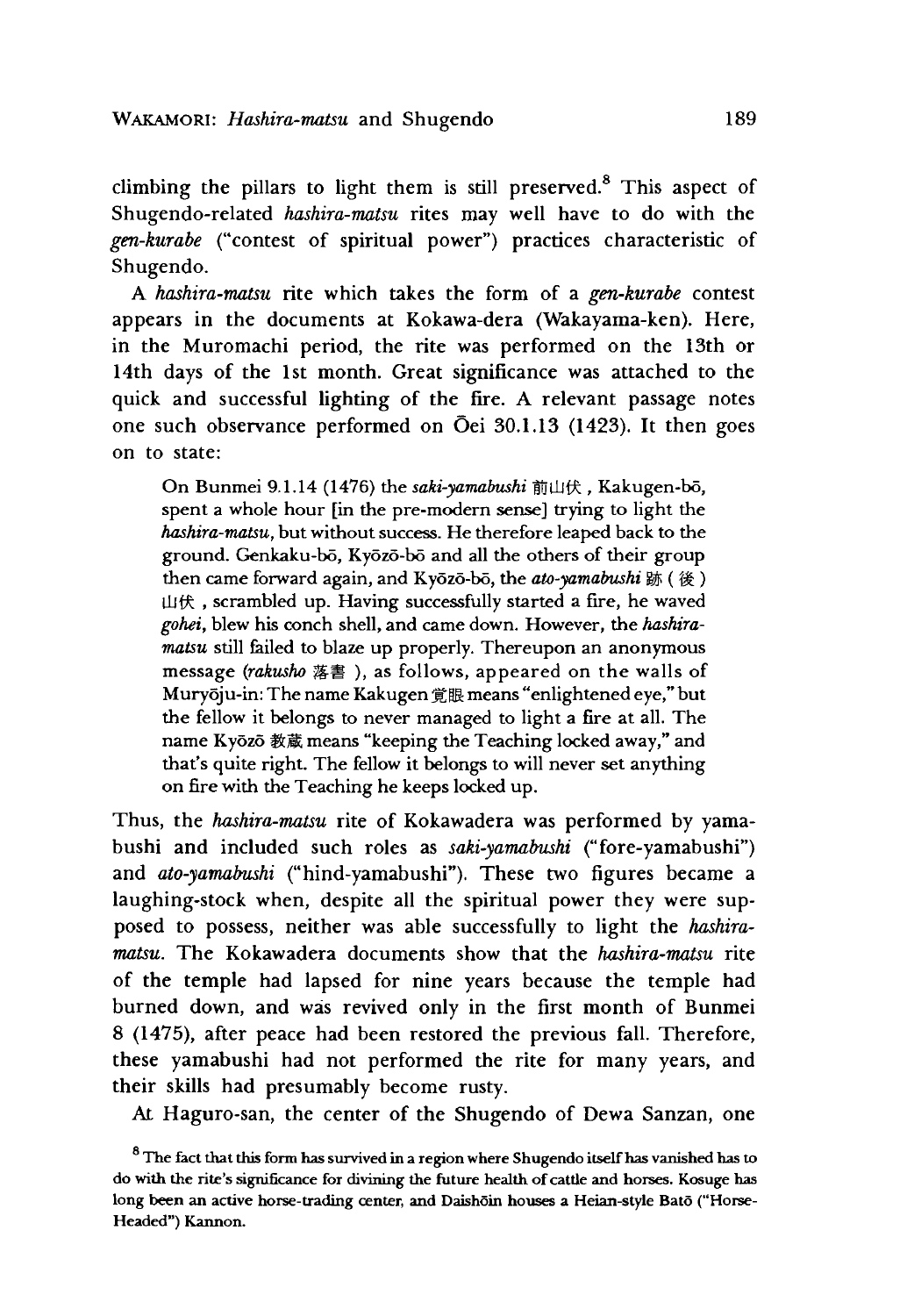climbing the pillars to light them is still preserved.[8] This aspect of Shugendo-related *hashira-matsu* rites may well have to do with the *gen-kurabe* ("contest of spiritual power") practices characteristic of Shugendo.

A *hashira-matsu* rite which takes the form of a *gen-kurabe* contest appears in the documents at Kokawa-dera (Wakayama-ken). Here, in the Muromachi period, the rite was performed on the 13th or 14th days of the 1st month. Great significance was attached to the quick and successful lighting of the fire. A relevant passage notes one such observance performed on Ōei 30.1.13 (1423). It then goes on to state:

> On Bunmei 9.1.14 (1476) the *saki-yamabushi* 前山伏, Kakugen-bō, spent a whole hour [in the pre-modern sense] trying to light the *hashira-matsu*, but without success. He therefore leaped back to the ground. Genkaku-bō, Kyōzō-bō and all the others of their group then came forward again, and Kyōzō-bō, the *ato-yamabushi* 跡 (後) 山伏, scrambled up. Having successfully started a fire, he waved *gohei*, blew his conch shell, and came down. However, the *hashira-matsu* still failed to blaze up properly. Thereupon an anonymous message (*rakusho* 落書), as follows, appeared on the walls of Muryōju-in: The name Kakugen 覚眼 means "enlightened eye," but the fellow it belongs to never managed to light a fire at all. The name Kyōzō 教蔵 means "keeping the Teaching locked away," and that's quite right. The fellow it belongs to will never set anything on fire with the Teaching he keeps locked up.

Thus, the *hashira-matsu* rite of Kokawadera was performed by yamabushi and included such roles as *saki-yamabushi* ("fore-yamabushi") and *ato-yamabushi* ("hind-yamabushi"). These two figures became a laughing-stock when, despite all the spiritual power they were supposed to possess, neither was able successfully to light the *hashira-matsu*. The Kokawadera documents show that the *hashira-matsu* rite of the temple had lapsed for nine years because the temple had burned down, and was revived only in the first month of Bunmei 8 (1475), after peace had been restored the previous fall. Therefore, these yamabushi had not performed the rite for many years, and their skills had presumably become rusty.

At Haguro-san, the center of the Shugendo of Dewa Sanzan, one

[8] The fact that this form has survived in a region where Shugendo itself has vanished has to do with the rite's significance for divining the future health of cattle and horses. Kosuge has long been an active horse-trading center, and Daishōin houses a Heian-style Batō ("Horse-Headed") Kannon.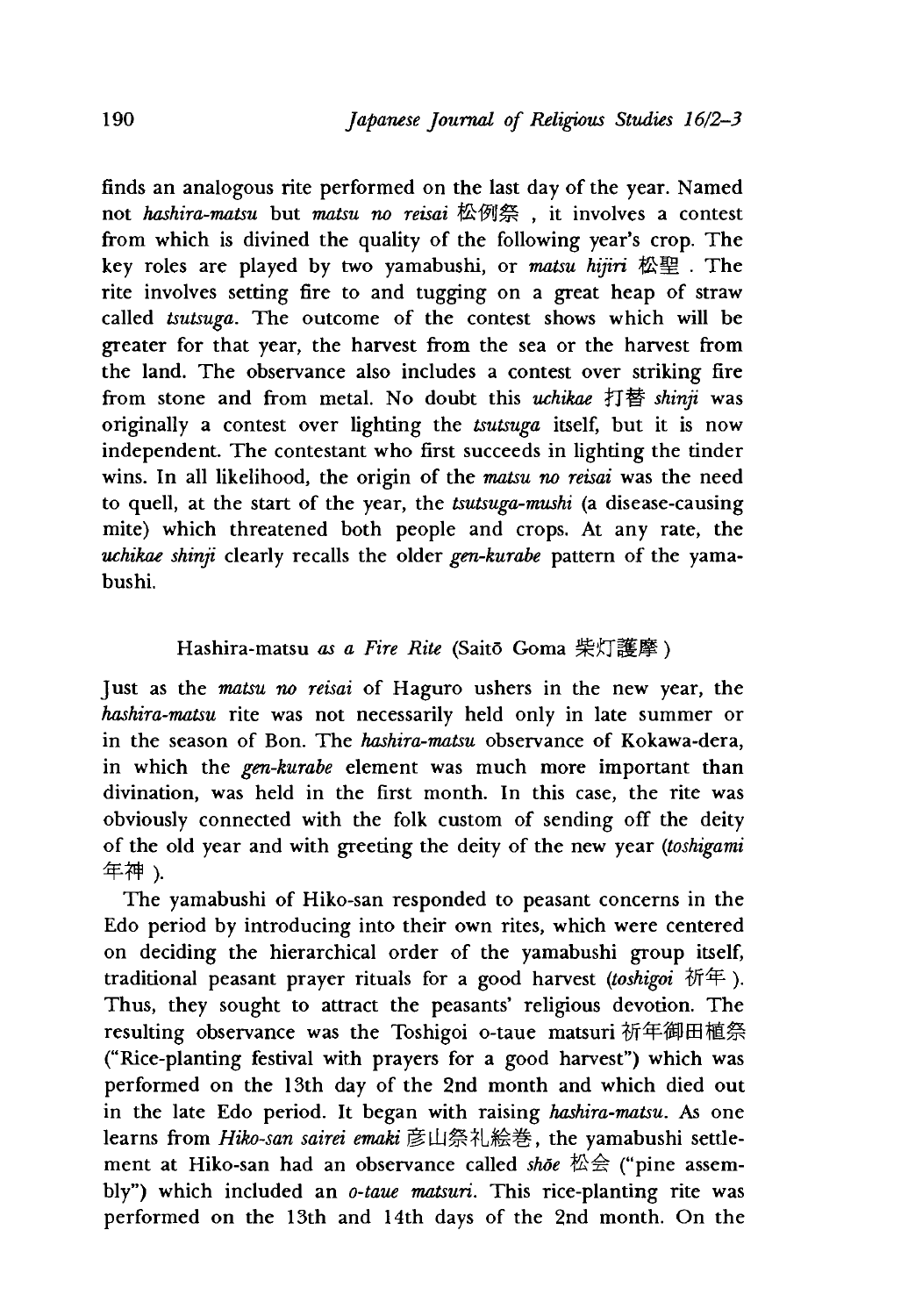finds an analogous rite performed on the last day of the year. Named not *hashira-matsu* but *matsu no reisai* 松例祭, it involves a contest from which is divined the quality of the following year's crop. The key roles are played by two yamabushi, or *matsu hijiri* 松聖. The rite involves setting fire to and tugging on a great heap of straw called *tsutsuga*. The outcome of the contest shows which will be greater for that year, the harvest from the sea or the harvest from the land. The observance also includes a contest over striking fire from stone and from metal. No doubt this *uchikae* 打替 *shinji* was originally a contest over lighting the *tsutsuga* itself, but it is now independent. The contestant who first succeeds in lighting the tinder wins. In all likelihood, the origin of the *matsu no reisai* was the need to quell, at the start of the year, the *tsutsuga-mushi* (a disease-causing mite) which threatened both people and crops. At any rate, the *uchikae shinji* clearly recalls the older *gen-kurabe* pattern of the yamabushi.

## Hashira-matsu *as a Fire Rite* (Saitō Goma 柴灯護摩)

Just as the *matsu no reisai* of Haguro ushers in the new year, the *hashira-matsu* rite was not necessarily held only in late summer or in the season of Bon. The *hashira-matsu* observance of Kokawa-dera, in which the *gen-kurabe* element was much more important than divination, was held in the first month. In this case, the rite was obviously connected with the folk custom of sending off the deity of the old year and with greeting the deity of the new year (*toshigami* 年神).

The yamabushi of Hiko-san responded to peasant concerns in the Edo period by introducing into their own rites, which were centered on deciding the hierarchical order of the yamabushi group itself, traditional peasant prayer rituals for a good harvest (*toshigoi* 祈年). Thus, they sought to attract the peasants' religious devotion. The resulting observance was the Toshigoi o-taue matsuri 祈年御田植祭 ("Rice-planting festival with prayers for a good harvest") which was performed on the 13th day of the 2nd month and which died out in the late Edo period. It began with raising *hashira-matsu*. As one learns from *Hiko-san sairei emaki* 彦山祭礼絵巻, the yamabushi settlement at Hiko-san had an observance called *shōe* 松会 ("pine assembly") which included an *o-taue matsuri*. This rice-planting rite was performed on the 13th and 14th days of the 2nd month. On the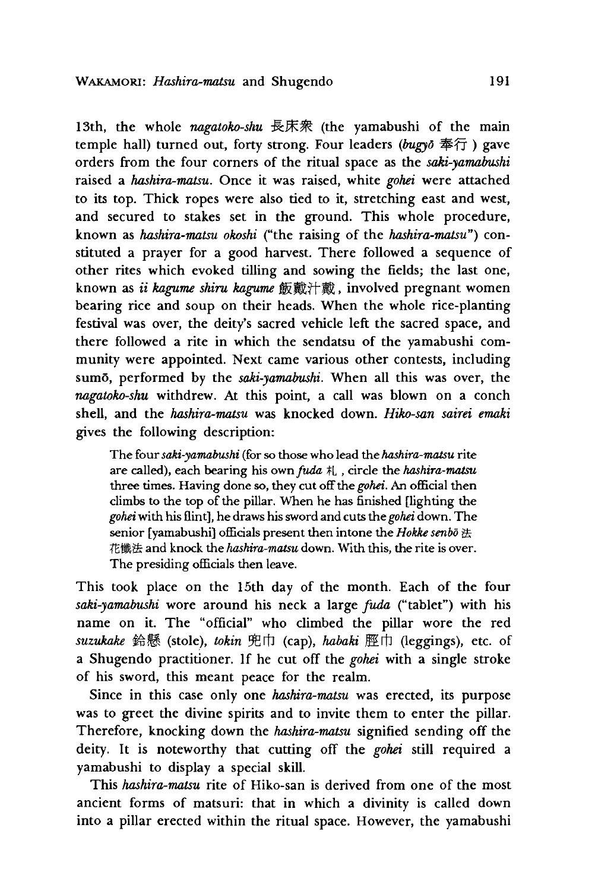13th, the whole *nagatoko-shu* 長床衆 (the yamabushi of the main temple hall) turned out, forty strong. Four leaders (*bugyō* 奉行) gave orders from the four corners of the ritual space as the *saki-yamabushi* raised a *hashira-matsu*. Once it was raised, white *gohei* were attached to its top. Thick ropes were also tied to it, stretching east and west, and secured to stakes set in the ground. This whole procedure, known as *hashira-matsu okoshi* ("the raising of the *hashira-matsu*") constituted a prayer for a good harvest. There followed a sequence of other rites which evoked tilling and sowing the fields; the last one, known as *ii kagume shiru kagume* 飯戴汁戴, involved pregnant women bearing rice and soup on their heads. When the whole rice-planting festival was over, the deity's sacred vehicle left the sacred space, and there followed a rite in which the sendatsu of the yamabushi community were appointed. Next came various other contests, including sumō, performed by the *saki-yamabushi*. When all this was over, the *nagatoko-shu* withdrew. At this point, a call was blown on a conch shell, and the *hashira-matsu* was knocked down. *Hiko-san sairei emaki* gives the following description:

> The four *saki-yamabushi* (for so those who lead the *hashira-matsu* rite are called), each bearing his own *fuda* 札, circle the *hashira-matsu* three times. Having done so, they cut off the *gohei*. An official then climbs to the top of the pillar. When he has finished [lighting the *gohei* with his flint], he draws his sword and cuts the *gohei* down. The senior [yamabushi] officials present then intone the *Hokke senbō* 法花懺法 and knock the *hashira-matsu* down. With this, the rite is over. The presiding officials then leave.

This took place on the 15th day of the month. Each of the four *saki-yamabushi* wore around his neck a large *fuda* ("tablet") with his name on it. The "official" who climbed the pillar wore the red *suzukake* 鈴懸 (stole), *tokin* 兜巾 (cap), *habaki* 脛巾 (leggings), etc. of a Shugendo practitioner. If he cut off the *gohei* with a single stroke of his sword, this meant peace for the realm.

Since in this case only one *hashira-matsu* was erected, its purpose was to greet the divine spirits and to invite them to enter the pillar. Therefore, knocking down the *hashira-matsu* signified sending off the deity. It is noteworthy that cutting off the *gohei* still required a yamabushi to display a special skill.

This *hashira-matsu* rite of Hiko-san is derived from one of the most ancient forms of matsuri: that in which a divinity is called down into a pillar erected within the ritual space. However, the yamabushi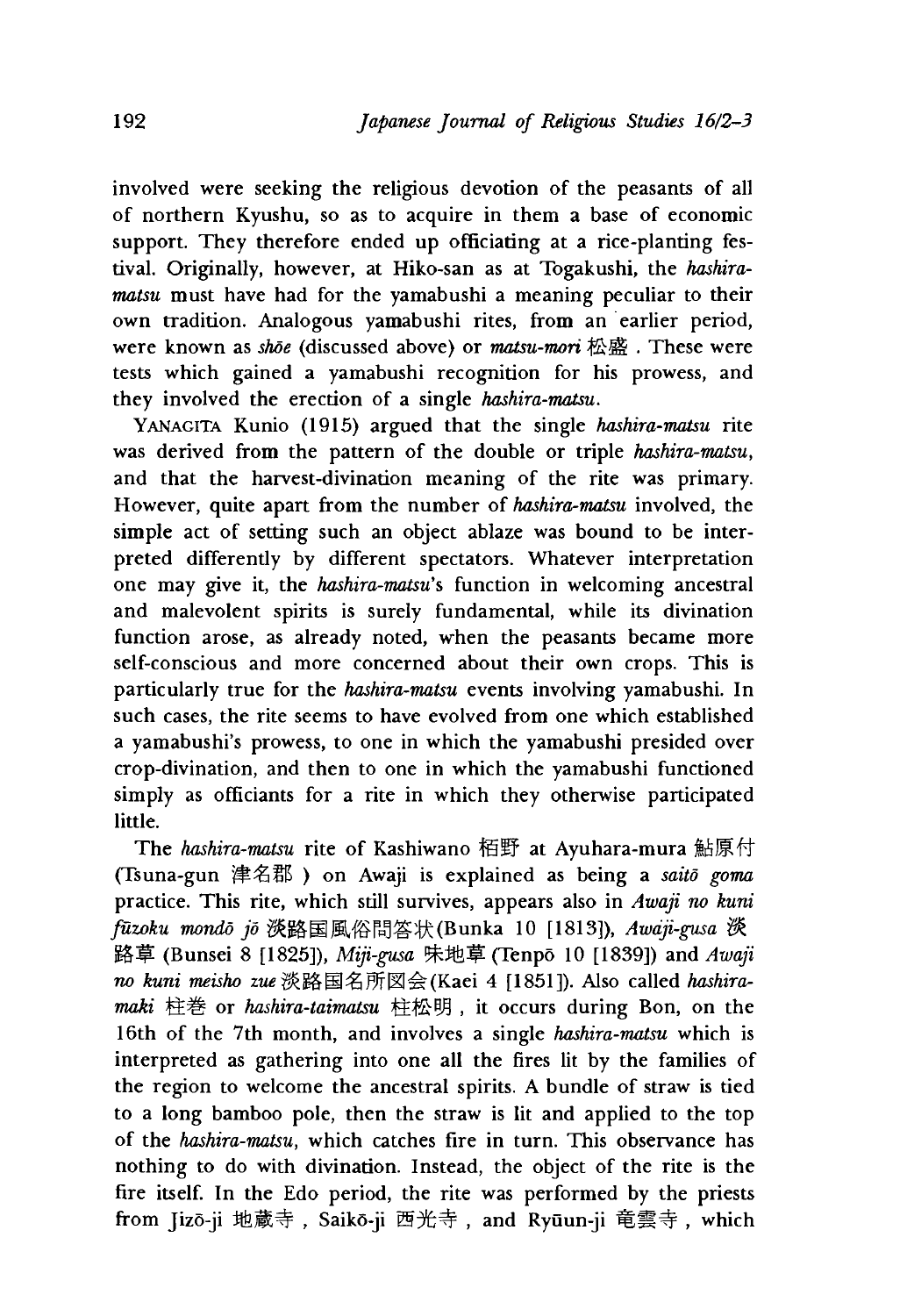involved were seeking the religious devotion of the peasants of all of northern Kyushu, so as to acquire in them a base of economic support. They therefore ended up officiating at a rice-planting festival. Originally, however, at Hiko-san as at Togakushi, the *hashira-matsu* must have had for the yamabushi a meaning peculiar to their own tradition. Analogous yamabushi rites, from an earlier period, were known as *shōe* (discussed above) or *matsu-mori* 松盛. These were tests which gained a yamabushi recognition for his prowess, and they involved the erection of a single *hashira-matsu*.

YANAGITA Kunio (1915) argued that the single *hashira-matsu* rite was derived from the pattern of the double or triple *hashira-matsu*, and that the harvest-divination meaning of the rite was primary. However, quite apart from the number of *hashira-matsu* involved, the simple act of setting such an object ablaze was bound to be interpreted differently by different spectators. Whatever interpretation one may give it, the *hashira-matsu*'s function in welcoming ancestral and malevolent spirits is surely fundamental, while its divination function arose, as already noted, when the peasants became more self-conscious and more concerned about their own crops. This is particularly true for the *hashira-matsu* events involving yamabushi. In such cases, the rite seems to have evolved from one which established a yamabushi's prowess, to one in which the yamabushi presided over crop-divination, and then to one in which the yamabushi functioned simply as officiants for a rite in which they otherwise participated little.

The *hashira-matsu* rite of Kashiwano 栢野 at Ayuhara-mura 鮎原村 (Tsuna-gun 津名郡) on Awaji is explained as being a *saitō goma* practice. This rite, which still survives, appears also in *Awaji no kuni fūzoku mondō jō* 淡路国風俗問答状 (Bunka 10 [1813]), *Awaji-gusa* 淡路草 (Bunsei 8 [1825]), *Miji-gusa* 味地草 (Tenpō 10 [1839]) and *Awaji no kuni meisho zue* 淡路国名所図会 (Kaei 4 [1851]). Also called *hashira-maki* 柱巻 or *hashira-taimatsu* 柱松明, it occurs during Bon, on the 16th of the 7th month, and involves a single *hashira-matsu* which is interpreted as gathering into one all the fires lit by the families of the region to welcome the ancestral spirits. A bundle of straw is tied to a long bamboo pole, then the straw is lit and applied to the top of the *hashira-matsu*, which catches fire in turn. This observance has nothing to do with divination. Instead, the object of the rite is the fire itself. In the Edo period, the rite was performed by the priests from Jizō-ji 地蔵寺, Saikō-ji 西光寺, and Ryūun-ji 竜雲寺, which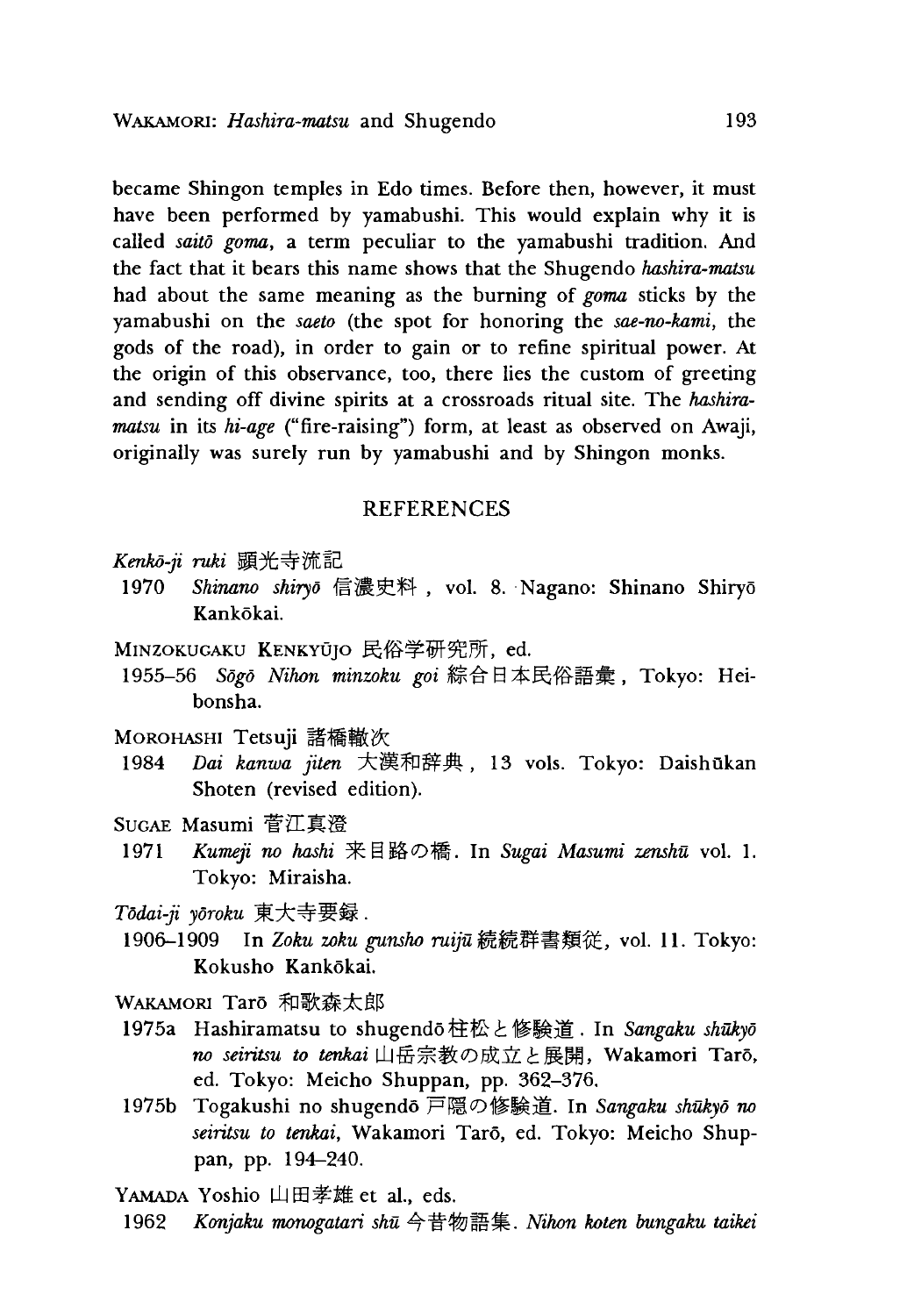became Shingon temples in Edo times. Before then, however, it must have been performed by yamabushi. This would explain why it is called *saitō goma*, a term peculiar to the yamabushi tradition. And the fact that it bears this name shows that the Shugendo *hashira-matsu* had about the same meaning as the burning of *goma* sticks by the yamabushi on the *saeto* (the spot for honoring the *sae-no-kami*, the gods of the road), in order to gain or to refine spiritual power. At the origin of this observance, too, there lies the custom of greeting and sending off divine spirits at a crossroads ritual site. The *hashira-matsu* in its *hi-age* ("fire-raising") form, at least as observed on Awaji, originally was surely run by yamabushi and by Shingon monks.

## REFERENCES

*Kenkō-ji ruki* 顕光寺流記

1970 *Shinano shiryō* 信濃史料, vol. 8. Nagano: Shinano Shiryō Kankōkai.

MINZOKUGAKU KENKYŪJO 民俗学研究所, ed.

1955–56 *Sōgō Nihon minzoku goi* 綜合日本民俗語彙, Tokyo: Heibonsha.

MOROHASHI Tetsuji 諸橋轍次

1984 *Dai kanwa jiten* 大漢和辞典, 13 vols. Tokyo: Daishūkan Shoten (revised edition).

SUGAE Masumi 菅江真澄

1971 *Kumeji no hashi* 来目路の橋. In *Sugai Masumi zenshū* vol. 1. Tokyo: Miraisha.

*Tōdai-ji yōroku* 東大寺要録.

1906–1909 In *Zoku zoku gunsho ruijū* 続続群書類従, vol. 11. Tokyo: Kokusho Kankōkai.

WAKAMORI Tarō 和歌森太郎

1975a Hashiramatsu to shugendō 柱松と修験道. In *Sangaku shūkyō no seiritsu to tenkai* 山岳宗教の成立と展開, Wakamori Tarō, ed. Tokyo: Meicho Shuppan, pp. 362–376.

1975b Togakushi no shugendō 戸隠の修験道. In *Sangaku shūkyō no seiritsu to tenkai*, Wakamori Tarō, ed. Tokyo: Meicho Shuppan, pp. 194–240.

YAMADA Yoshio 山田孝雄 et al., eds.

1962 *Konjaku monogatari shū* 今昔物語集. *Nihon koten bungaku taikei*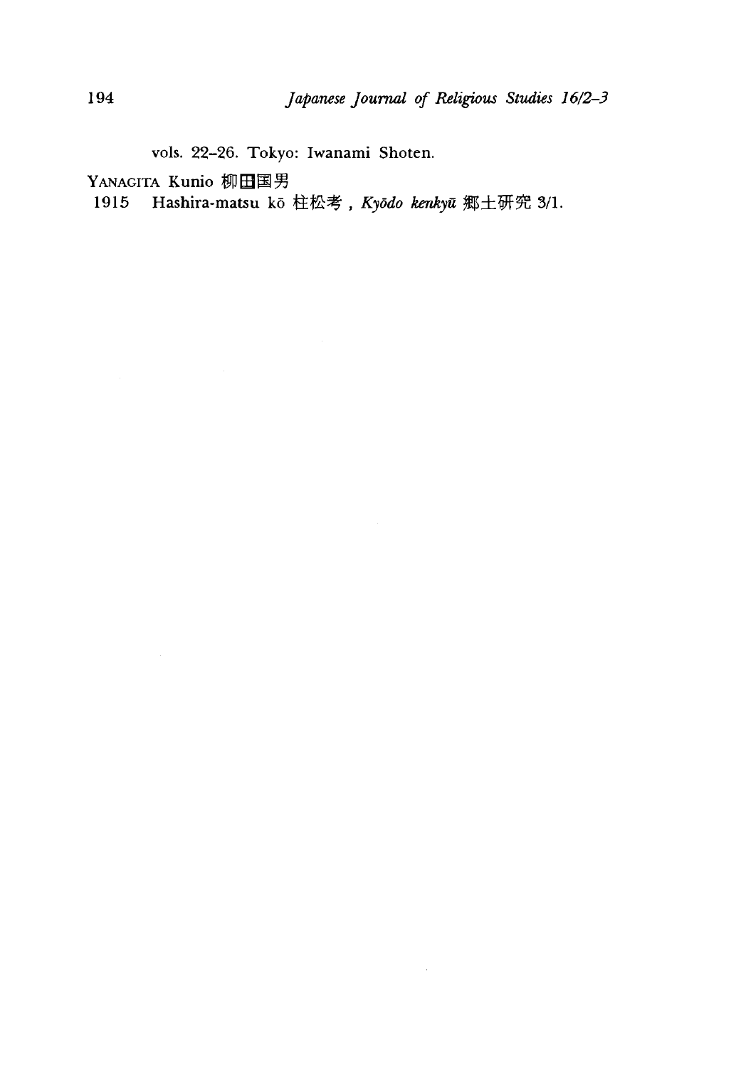vols. 22–26. Tokyo: Iwanami Shoten.

YANAGITA Kunio 柳田国男

1915 Hashira-matsu kō 柱松考, *Kyōdo kenkyū* 郷土研究 3/1.